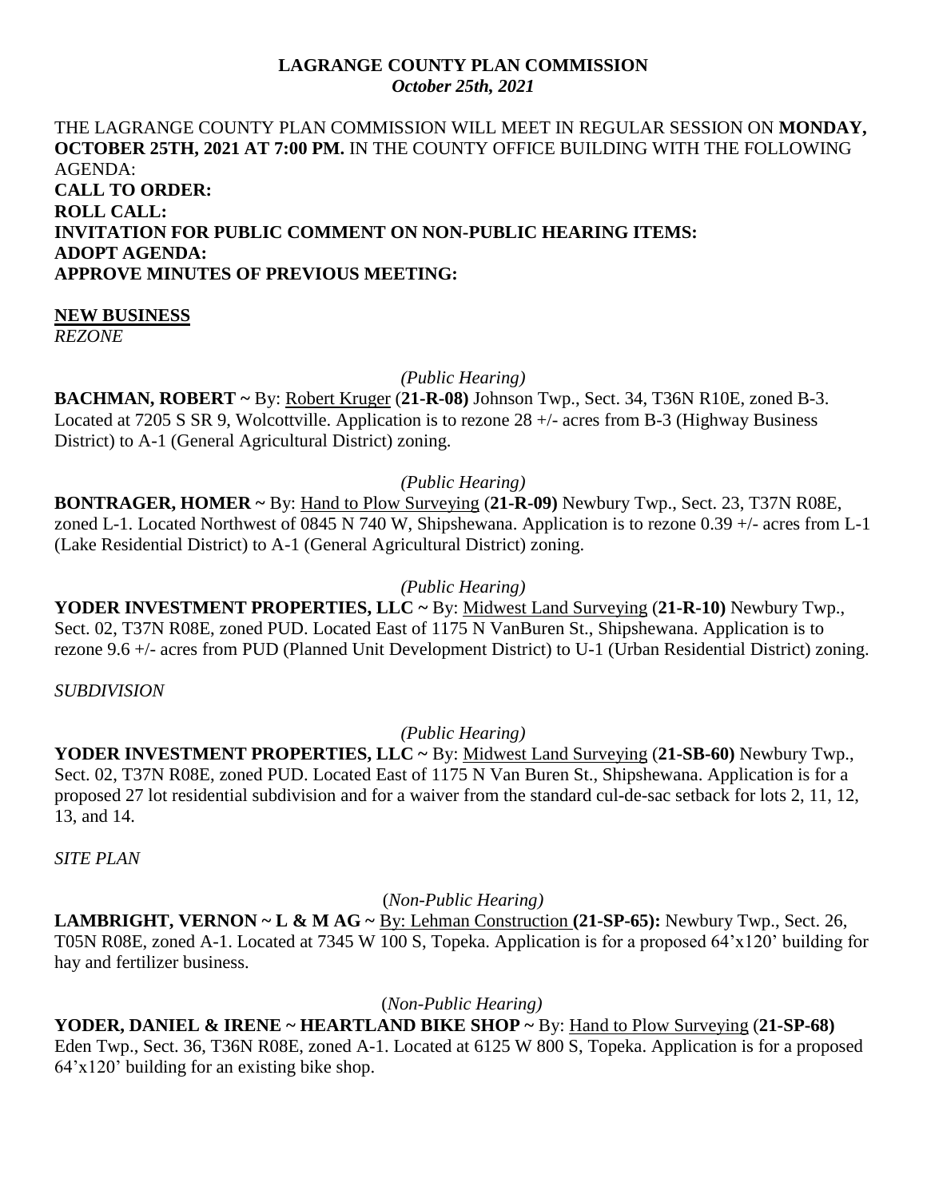**LAGRANGE COUNTY PLAN COMMISSION**
*October 25th, 2021*

THE LAGRANGE COUNTY PLAN COMMISSION WILL MEET IN REGULAR SESSION ON **MONDAY, OCTOBER 25TH, 2021 AT 7:00 PM.** IN THE COUNTY OFFICE BUILDING WITH THE FOLLOWING AGENDA:

**CALL TO ORDER:**
**ROLL CALL:**
**INVITATION FOR PUBLIC COMMENT ON NON-PUBLIC HEARING ITEMS:**
**ADOPT AGENDA:**
**APPROVE MINUTES OF PREVIOUS MEETING:**

**NEW BUSINESS**

*REZONE*

*(Public Hearing)*

**BACHMAN, ROBERT ~** By: Robert Kruger (**21-R-08)** Johnson Twp., Sect. 34, T36N R10E, zoned B-3. Located at 7205 S SR 9, Wolcottville. Application is to rezone 28 +/- acres from B-3 (Highway Business District) to A-1 (General Agricultural District) zoning.

*(Public Hearing)*

**BONTRAGER, HOMER ~** By: Hand to Plow Surveying (**21-R-09)** Newbury Twp., Sect. 23, T37N R08E, zoned L-1. Located Northwest of 0845 N 740 W, Shipshewana. Application is to rezone 0.39 +/- acres from L-1 (Lake Residential District) to A-1 (General Agricultural District) zoning.

*(Public Hearing)*

**YODER INVESTMENT PROPERTIES, LLC ~** By: Midwest Land Surveying (**21-R-10)** Newbury Twp., Sect. 02, T37N R08E, zoned PUD. Located East of 1175 N VanBuren St., Shipshewana. Application is to rezone 9.6 +/- acres from PUD (Planned Unit Development District) to U-1 (Urban Residential District) zoning.

*SUBDIVISION*

*(Public Hearing)*

**YODER INVESTMENT PROPERTIES, LLC ~** By: Midwest Land Surveying (**21-SB-60)** Newbury Twp., Sect. 02, T37N R08E, zoned PUD. Located East of 1175 N Van Buren St., Shipshewana. Application is for a proposed 27 lot residential subdivision and for a waiver from the standard cul-de-sac setback for lots 2, 11, 12, 13, and 14.

*SITE PLAN*

(*Non-Public Hearing)*

**LAMBRIGHT, VERNON ~ L & M AG ~** By: Lehman Construction **(21-SP-65):** Newbury Twp., Sect. 26, T05N R08E, zoned A-1. Located at 7345 W 100 S, Topeka. Application is for a proposed 64'x120' building for hay and fertilizer business.

(*Non-Public Hearing)*

**YODER, DANIEL & IRENE ~ HEARTLAND BIKE SHOP ~** By: Hand to Plow Surveying (**21-SP-68)** Eden Twp., Sect. 36, T36N R08E, zoned A-1. Located at 6125 W 800 S, Topeka. Application is for a proposed 64'x120' building for an existing bike shop.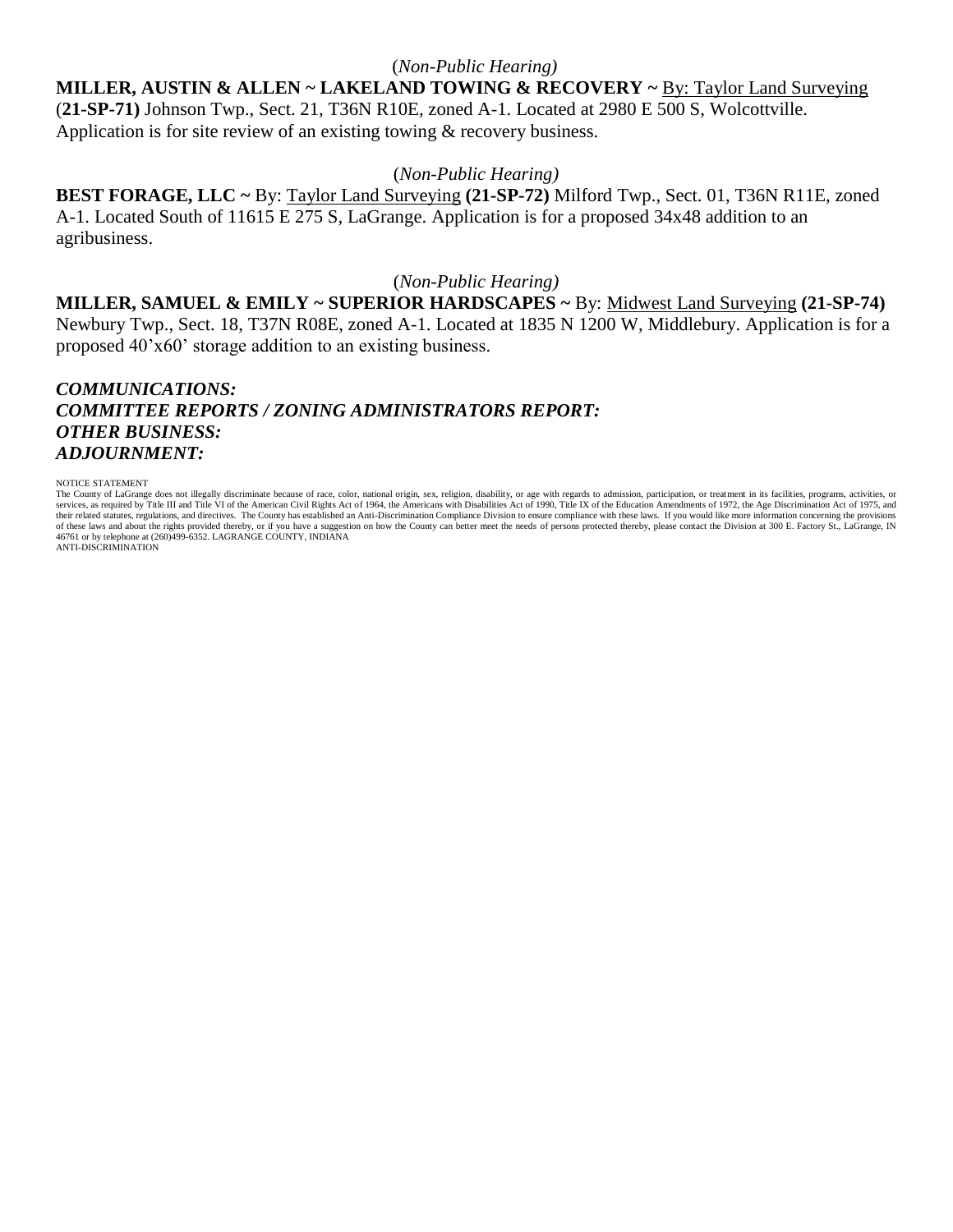*(Non-Public Hearing)*

**MILLER, AUSTIN & ALLEN ~ LAKELAND TOWING & RECOVERY ~** By: Taylor Land Surveying (**21-SP-71)** Johnson Twp., Sect. 21, T36N R10E, zoned A-1. Located at 2980 E 500 S, Wolcottville. Application is for site review of an existing towing & recovery business.

*(Non-Public Hearing)*

**BEST FORAGE, LLC ~** By: Taylor Land Surveying **(21-SP-72)** Milford Twp., Sect. 01, T36N R11E, zoned A-1. Located South of 11615 E 275 S, LaGrange. Application is for a proposed 34x48 addition to an agribusiness.

*(Non-Public Hearing)*

**MILLER, SAMUEL & EMILY ~ SUPERIOR HARDSCAPES ~** By: Midwest Land Surveying **(21-SP-74)** Newbury Twp., Sect. 18, T37N R08E, zoned A-1. Located at 1835 N 1200 W, Middlebury. Application is for a proposed 40'x60' storage addition to an existing business.

***COMMUNICATIONS:***

***COMMITTEE REPORTS / ZONING ADMINISTRATORS REPORT:***

***OTHER BUSINESS:***

***ADJOURNMENT:***

NOTICE STATEMENT
The County of LaGrange does not illegally discriminate because of race, color, national origin, sex, religion, disability, or age with regards to admission, participation, or treatment in its facilities, programs, activities, or services, as required by Title III and Title VI of the American Civil Rights Act of 1964, the Americans with Disabilities Act of 1990, Title IX of the Education Amendments of 1972, the Age Discrimination Act of 1975, and their related statutes, regulations, and directives. The County has established an Anti-Discrimination Compliance Division to ensure compliance with these laws. If you would like more information concerning the provisions of these laws and about the rights provided thereby, or if you have a suggestion on how the County can better meet the needs of persons protected thereby, please contact the Division at 300 E. Factory St., LaGrange, IN 46761 or by telephone at (260)499-6352. LAGRANGE COUNTY, INDIANA
ANTI-DISCRIMINATION